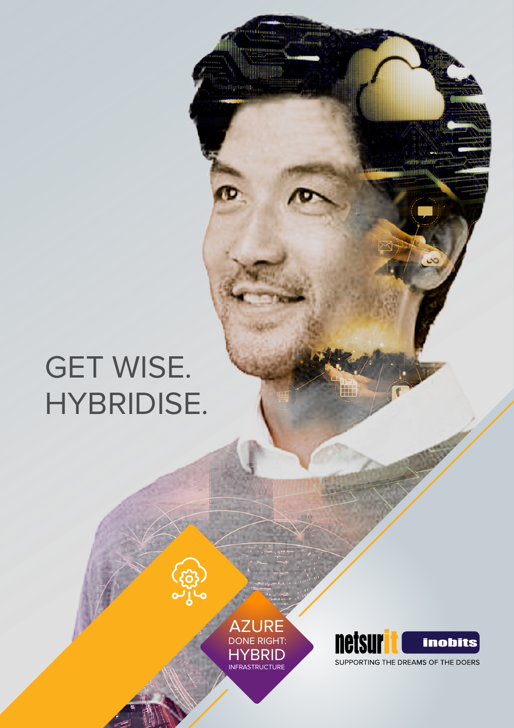# GET WISE. HYBRIDISE.

AZURE
DONE RIGHT:
HYBRID
INFRASTRUCTURE

netsurit inobits

SUPPORTING THE DREAMS OF THE DOERS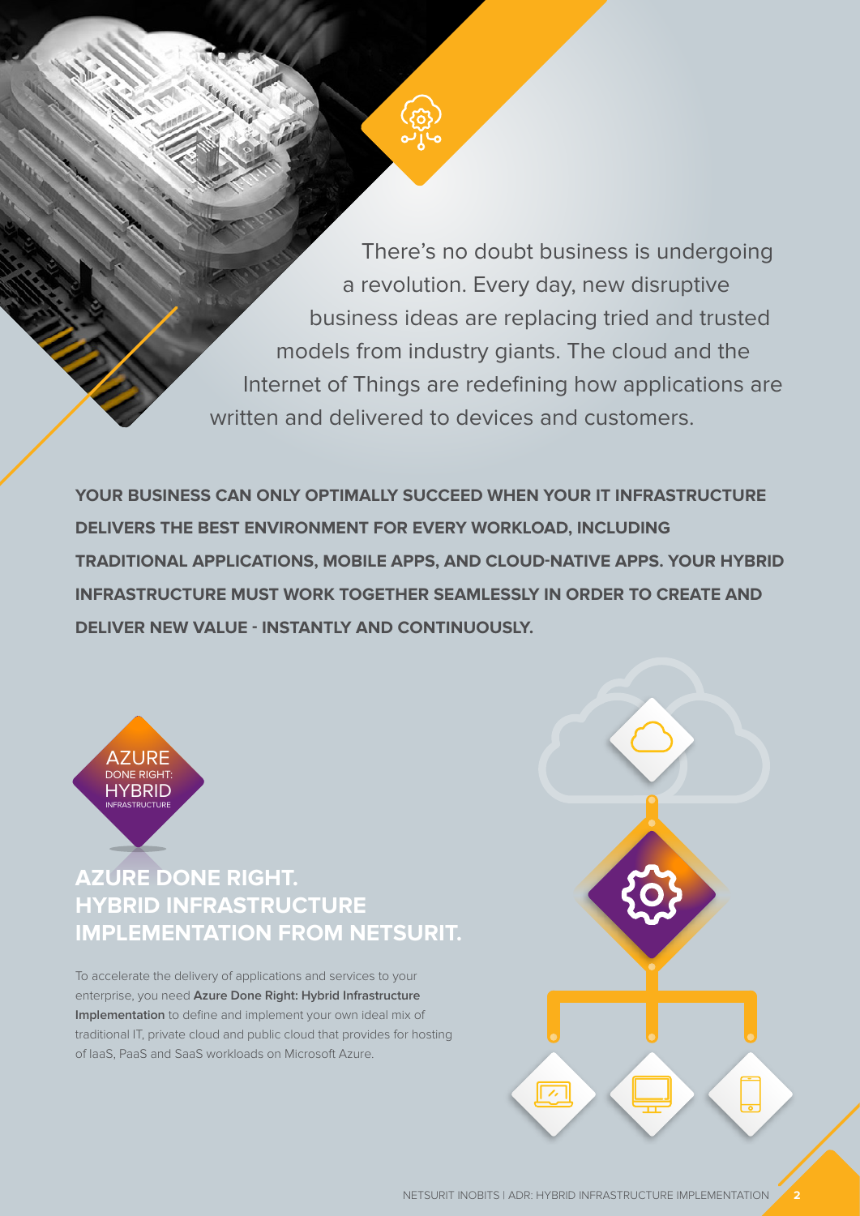There's no doubt business is undergoing a revolution. Every day, new disruptive business ideas are replacing tried and trusted models from industry giants. The cloud and the Internet of Things are redefining how applications are written and delivered to devices and customers.

**YOUR BUSINESS CAN ONLY OPTIMALLY SUCCEED WHEN YOUR IT INFRASTRUCTURE DELIVERS THE BEST ENVIRONMENT FOR EVERY WORKLOAD, INCLUDING TRADITIONAL APPLICATIONS, MOBILE APPS, AND CLOUD-NATIVE APPS. YOUR HYBRID INFRASTRUCTURE MUST WORK TOGETHER SEAMLESSLY IN ORDER TO CREATE AND DELIVER NEW VALUE - INSTANTLY AND CONTINUOUSLY.**

AZURE DONE RIGHT: HYBRID INFRASTRUCTURE

## AZURE DONE RIGHT. HYBRID INFRASTRUCTURE IMPLEMENTATION FROM NETSURIT.

To accelerate the delivery of applications and services to your enterprise, you need **Azure Done Right: Hybrid Infrastructure Implementation** to define and implement your own ideal mix of traditional IT, private cloud and public cloud that provides for hosting of IaaS, PaaS and SaaS workloads on Microsoft Azure.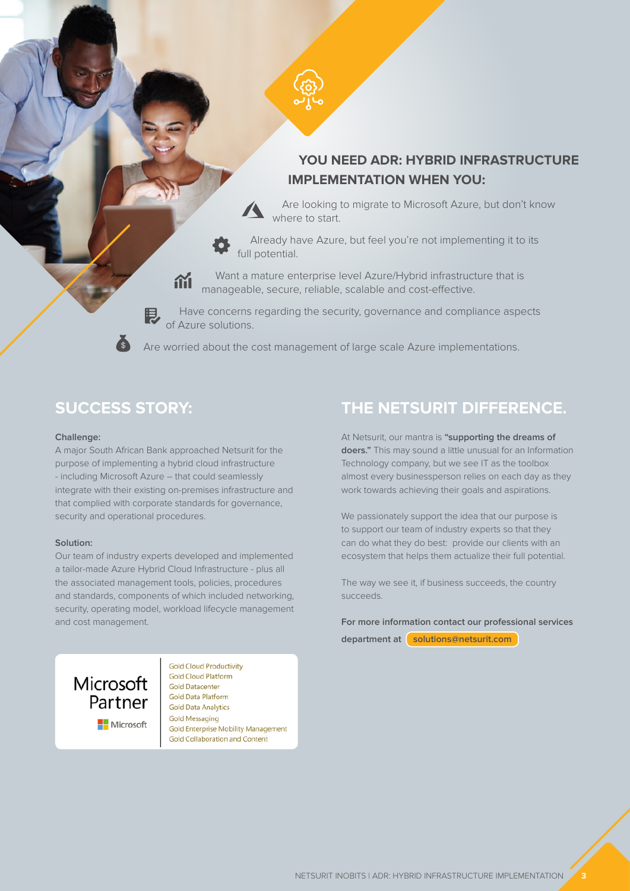## YOU NEED ADR: HYBRID INFRASTRUCTURE IMPLEMENTATION WHEN YOU:

- Are looking to migrate to Microsoft Azure, but don't know where to start.
- Already have Azure, but feel you're not implementing it to its full potential.
- Want a mature enterprise level Azure/Hybrid infrastructure that is manageable, secure, reliable, scalable and cost-effective.
- Have concerns regarding the security, governance and compliance aspects of Azure solutions.
- Are worried about the cost management of large scale Azure implementations.

## SUCCESS STORY:

**Challenge:**
A major South African Bank approached Netsurit for the purpose of implementing a hybrid cloud infrastructure - including Microsoft Azure – that could seamlessly integrate with their existing on-premises infrastructure and that complied with corporate standards for governance, security and operational procedures.

**Solution:**
Our team of industry experts developed and implemented a tailor-made Azure Hybrid Cloud Infrastructure - plus all the associated management tools, policies, procedures and standards, components of which included networking, security, operating model, workload lifecycle management and cost management.

Microsoft Partner

Microsoft

Gold Cloud Productivity
Gold Cloud Platform
Gold Datacenter
Gold Data Platform
Gold Data Analytics
Gold Messaging
Gold Enterprise Mobility Management
Gold Collaboration and Content

## THE NETSURIT DIFFERENCE.

At Netsurit, our mantra is **"supporting the dreams of doers."** This may sound a little unusual for an Information Technology company, but we see IT as the toolbox almost every businessperson relies on each day as they work towards achieving their goals and aspirations.

We passionately support the idea that our purpose is to support our team of industry experts so that they can do what they do best: provide our clients with an ecosystem that helps them actualize their full potential.

The way we see it, if business succeeds, the country succeeds.

**For more information contact our professional services department at solutions@netsurit.com**